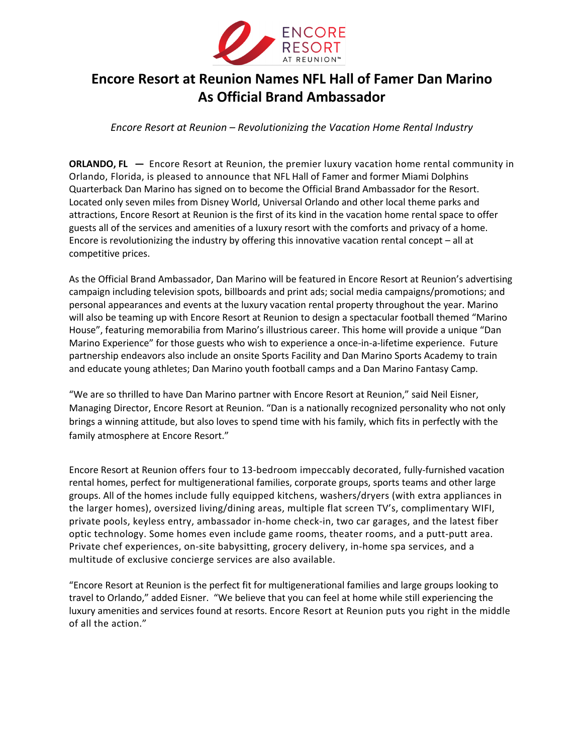ENCORE RESORT AT REUNION™

# Encore Resort at Reunion Names NFL Hall of Famer Dan Marino As Official Brand Ambassador

*Encore Resort at Reunion – Revolutionizing the Vacation Home Rental Industry*

**ORLANDO, FL —** Encore Resort at Reunion, the premier luxury vacation home rental community in Orlando, Florida, is pleased to announce that NFL Hall of Famer and former Miami Dolphins Quarterback Dan Marino has signed on to become the Official Brand Ambassador for the Resort. Located only seven miles from Disney World, Universal Orlando and other local theme parks and attractions, Encore Resort at Reunion is the first of its kind in the vacation home rental space to offer guests all of the services and amenities of a luxury resort with the comforts and privacy of a home. Encore is revolutionizing the industry by offering this innovative vacation rental concept – all at competitive prices.

As the Official Brand Ambassador, Dan Marino will be featured in Encore Resort at Reunion's advertising campaign including television spots, billboards and print ads; social media campaigns/promotions; and personal appearances and events at the luxury vacation rental property throughout the year. Marino will also be teaming up with Encore Resort at Reunion to design a spectacular football themed "Marino House", featuring memorabilia from Marino's illustrious career. This home will provide a unique "Dan Marino Experience" for those guests who wish to experience a once-in-a-lifetime experience. Future partnership endeavors also include an onsite Sports Facility and Dan Marino Sports Academy to train and educate young athletes; Dan Marino youth football camps and a Dan Marino Fantasy Camp.

"We are so thrilled to have Dan Marino partner with Encore Resort at Reunion," said Neil Eisner, Managing Director, Encore Resort at Reunion. "Dan is a nationally recognized personality who not only brings a winning attitude, but also loves to spend time with his family, which fits in perfectly with the family atmosphere at Encore Resort."

Encore Resort at Reunion offers four to 13-bedroom impeccably decorated, fully-furnished vacation rental homes, perfect for multigenerational families, corporate groups, sports teams and other large groups. All of the homes include fully equipped kitchens, washers/dryers (with extra appliances in the larger homes), oversized living/dining areas, multiple flat screen TV's, complimentary WIFI, private pools, keyless entry, ambassador in-home check-in, two car garages, and the latest fiber optic technology. Some homes even include game rooms, theater rooms, and a putt-putt area. Private chef experiences, on-site babysitting, grocery delivery, in-home spa services, and a multitude of exclusive concierge services are also available.

"Encore Resort at Reunion is the perfect fit for multigenerational families and large groups looking to travel to Orlando," added Eisner. "We believe that you can feel at home while still experiencing the luxury amenities and services found at resorts. Encore Resort at Reunion puts you right in the middle of all the action."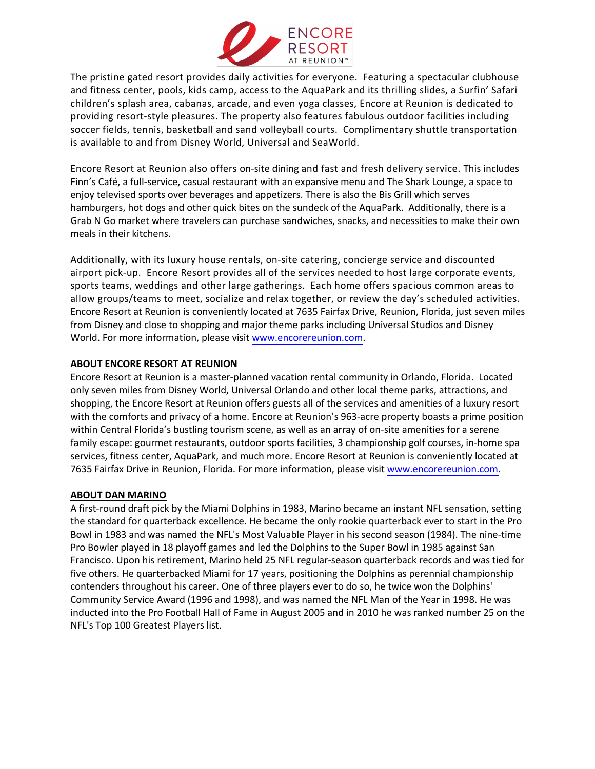The pristine gated resort provides daily activities for everyone. Featuring a spectacular clubhouse and fitness center, pools, kids camp, access to the AquaPark and its thrilling slides, a Surfin' Safari children's splash area, cabanas, arcade, and even yoga classes, Encore at Reunion is dedicated to providing resort-style pleasures. The property also features fabulous outdoor facilities including soccer fields, tennis, basketball and sand volleyball courts. Complimentary shuttle transportation is available to and from Disney World, Universal and SeaWorld.

Encore Resort at Reunion also offers on-site dining and fast and fresh delivery service. This includes Finn's Café, a full-service, casual restaurant with an expansive menu and The Shark Lounge, a space to enjoy televised sports over beverages and appetizers. There is also the Bis Grill which serves hamburgers, hot dogs and other quick bites on the sundeck of the AquaPark. Additionally, there is a Grab N Go market where travelers can purchase sandwiches, snacks, and necessities to make their own meals in their kitchens.

Additionally, with its luxury house rentals, on-site catering, concierge service and discounted airport pick-up. Encore Resort provides all of the services needed to host large corporate events, sports teams, weddings and other large gatherings. Each home offers spacious common areas to allow groups/teams to meet, socialize and relax together, or review the day's scheduled activities. Encore Resort at Reunion is conveniently located at 7635 Fairfax Drive, Reunion, Florida, just seven miles from Disney and close to shopping and major theme parks including Universal Studios and Disney World. For more information, please visit [www.encorereunion.com](http://www.encorereunion.com).

**ABOUT ENCORE RESORT AT REUNION**

Encore Resort at Reunion is a master-planned vacation rental community in Orlando, Florida. Located only seven miles from Disney World, Universal Orlando and other local theme parks, attractions, and shopping, the Encore Resort at Reunion offers guests all of the services and amenities of a luxury resort with the comforts and privacy of a home. Encore at Reunion's 963-acre property boasts a prime position within Central Florida's bustling tourism scene, as well as an array of on-site amenities for a serene family escape: gourmet restaurants, outdoor sports facilities, 3 championship golf courses, in-home spa services, fitness center, AquaPark, and much more. Encore Resort at Reunion is conveniently located at 7635 Fairfax Drive in Reunion, Florida. For more information, please visit [www.encorereunion.com](http://www.encorereunion.com).

**ABOUT DAN MARINO**

A first-round draft pick by the Miami Dolphins in 1983, Marino became an instant NFL sensation, setting the standard for quarterback excellence. He became the only rookie quarterback ever to start in the Pro Bowl in 1983 and was named the NFL's Most Valuable Player in his second season (1984). The nine-time Pro Bowler played in 18 playoff games and led the Dolphins to the Super Bowl in 1985 against San Francisco. Upon his retirement, Marino held 25 NFL regular-season quarterback records and was tied for five others. He quarterbacked Miami for 17 years, positioning the Dolphins as perennial championship contenders throughout his career. One of three players ever to do so, he twice won the Dolphins' Community Service Award (1996 and 1998), and was named the NFL Man of the Year in 1998. He was inducted into the Pro Football Hall of Fame in August 2005 and in 2010 he was ranked number 25 on the NFL's Top 100 Greatest Players list.